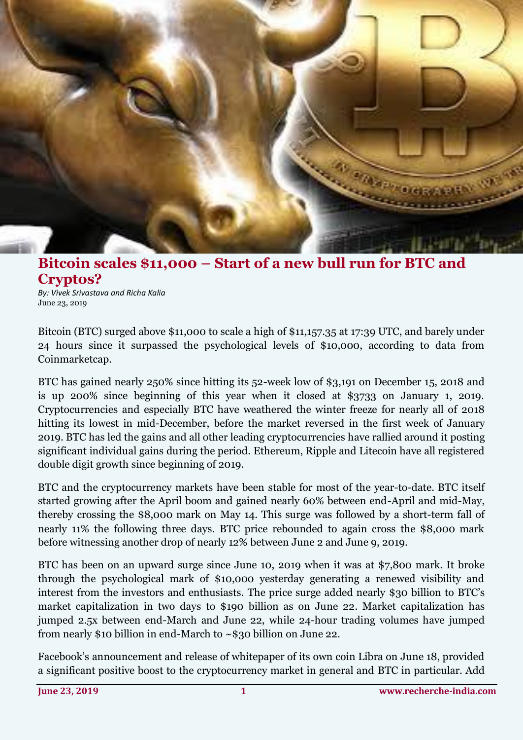# Bitcoin scales $11,000 – Start of a new bull run for BTC and Cryptos?

*By: Vivek Srivastava and Richa Kalia*
June 23, 2019

Bitcoin (BTC) surged above $11,000 to scale a high of $11,157.35 at 17:39 UTC, and barely under 24 hours since it surpassed the psychological levels of $10,000, according to data from Coinmarketcap.

BTC has gained nearly 250% since hitting its 52-week low of $3,191 on December 15, 2018 and is up 200% since beginning of this year when it closed at $3733 on January 1, 2019. Cryptocurrencies and especially BTC have weathered the winter freeze for nearly all of 2018 hitting its lowest in mid-December, before the market reversed in the first week of January 2019. BTC has led the gains and all other leading cryptocurrencies have rallied around it posting significant individual gains during the period. Ethereum, Ripple and Litecoin have all registered double digit growth since beginning of 2019.

BTC and the cryptocurrency markets have been stable for most of the year-to-date. BTC itself started growing after the April boom and gained nearly 60% between end-April and mid-May, thereby crossing the $8,000 mark on May 14. This surge was followed by a short-term fall of nearly 11% the following three days. BTC price rebounded to again cross the $8,000 mark before witnessing another drop of nearly 12% between June 2 and June 9, 2019.

BTC has been on an upward surge since June 10, 2019 when it was at $7,800 mark. It broke through the psychological mark of $10,000 yesterday generating a renewed visibility and interest from the investors and enthusiasts. The price surge added nearly $30 billion to BTC's market capitalization in two days to $190 billion as on June 22. Market capitalization has jumped 2.5x between end-March and June 22, while 24-hour trading volumes have jumped from nearly $10 billion in end-March to ~$30 billion on June 22.

Facebook's announcement and release of whitepaper of its own coin Libra on June 18, provided a significant positive boost to the cryptocurrency market in general and BTC in particular. Add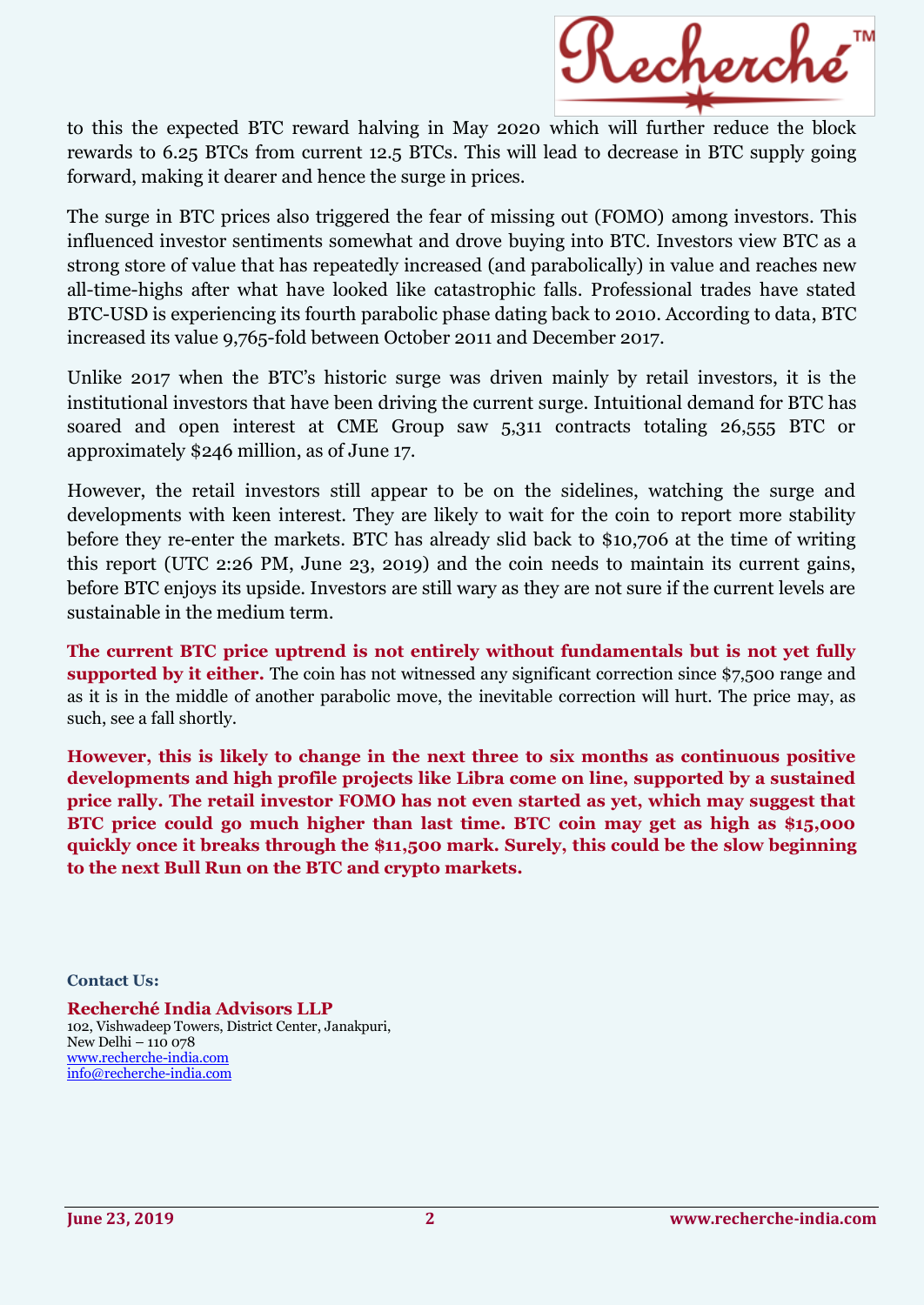to this the expected BTC reward halving in May 2020 which will further reduce the block rewards to 6.25 BTCs from current 12.5 BTCs. This will lead to decrease in BTC supply going forward, making it dearer and hence the surge in prices.

The surge in BTC prices also triggered the fear of missing out (FOMO) among investors. This influenced investor sentiments somewhat and drove buying into BTC. Investors view BTC as a strong store of value that has repeatedly increased (and parabolically) in value and reaches new all-time-highs after what have looked like catastrophic falls. Professional trades have stated BTC-USD is experiencing its fourth parabolic phase dating back to 2010. According to data, BTC increased its value 9,765-fold between October 2011 and December 2017.

Unlike 2017 when the BTC's historic surge was driven mainly by retail investors, it is the institutional investors that have been driving the current surge. Intuitional demand for BTC has soared and open interest at CME Group saw 5,311 contracts totaling 26,555 BTC or approximately $246 million, as of June 17.

However, the retail investors still appear to be on the sidelines, watching the surge and developments with keen interest. They are likely to wait for the coin to report more stability before they re-enter the markets. BTC has already slid back to $10,706 at the time of writing this report (UTC 2:26 PM, June 23, 2019) and the coin needs to maintain its current gains, before BTC enjoys its upside. Investors are still wary as they are not sure if the current levels are sustainable in the medium term.

**The current BTC price uptrend is not entirely without fundamentals but is not yet fully supported by it either.** The coin has not witnessed any significant correction since $7,500 range and as it is in the middle of another parabolic move, the inevitable correction will hurt. The price may, as such, see a fall shortly.

**However, this is likely to change in the next three to six months as continuous positive developments and high profile projects like Libra come on line, supported by a sustained price rally. The retail investor FOMO has not even started as yet, which may suggest that BTC price could go much higher than last time. BTC coin may get as high as $15,000 quickly once it breaks through the $11,500 mark. Surely, this could be the slow beginning to the next Bull Run on the BTC and crypto markets.**

**Contact Us:**

**Recherché India Advisors LLP**
102, Vishwadeep Towers, District Center, Janakpuri,
New Delhi – 110 078
www.recherche-india.com
info@recherche-india.com